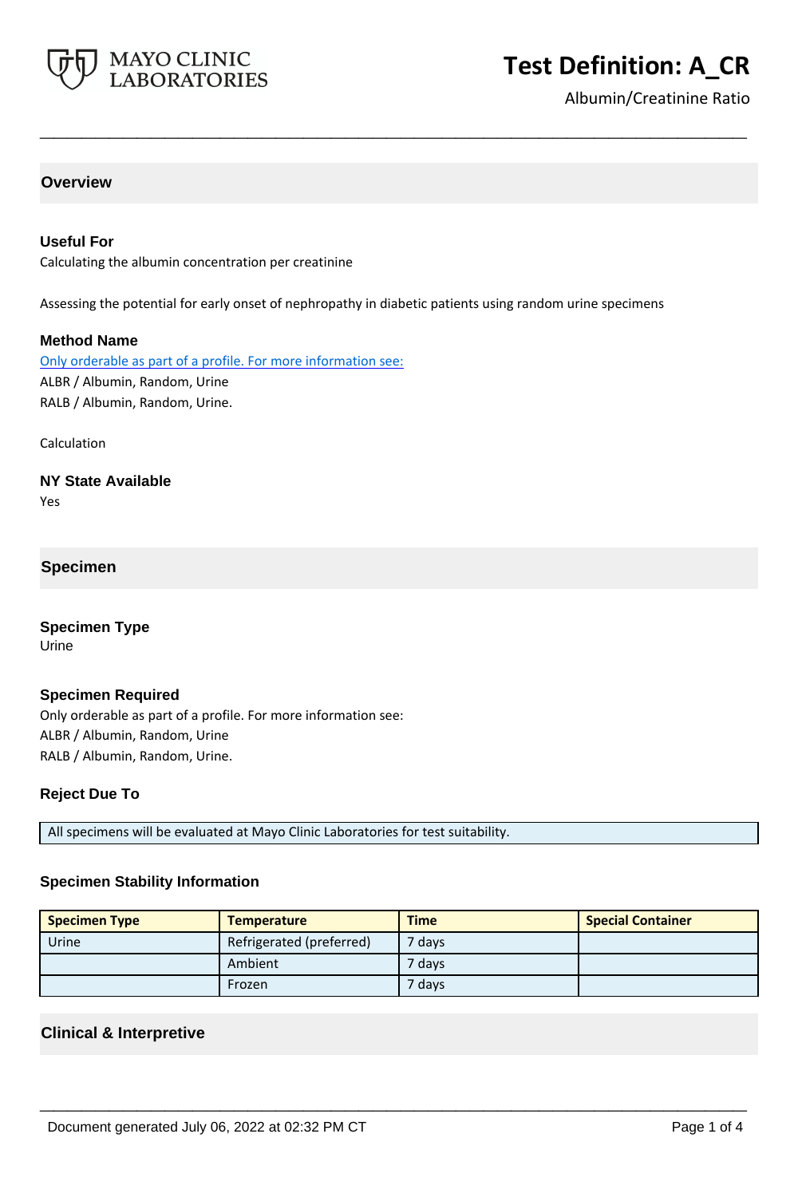# Test Definition: A_CR

Albumin/Creatinine Ratio

## Overview

### Useful For

Calculating the albumin concentration per creatinine

Assessing the potential for early onset of nephropathy in diabetic patients using random urine specimens

### Method Name

Only orderable as part of a profile. For more information see:
ALBR / Albumin, Random, Urine
RALB / Albumin, Random, Urine.

Calculation

### NY State Available

Yes

## Specimen

### Specimen Type

Urine

### Specimen Required

Only orderable as part of a profile. For more information see:
ALBR / Albumin, Random, Urine
RALB / Albumin, Random, Urine.

### Reject Due To

| All specimens will be evaluated at Mayo Clinic Laboratories for test suitability. |
|---|

### Specimen Stability Information

| Specimen Type | Temperature | Time | Special Container |
|---|---|---|---|
| Urine | Refrigerated (preferred) | 7 days | |
| | Ambient | 7 days | |
| | Frozen | 7 days | |

## Clinical & Interpretive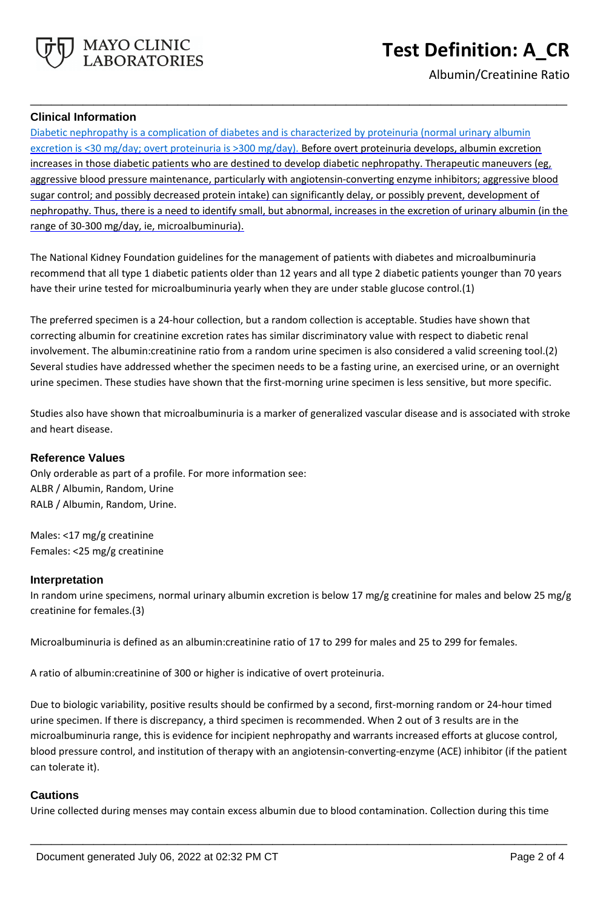## Clinical Information

Diabetic nephropathy is a complication of diabetes and is characterized by proteinuria (normal urinary albumin excretion is <30 mg/day; overt proteinuria is >300 mg/day). Before overt proteinuria develops, albumin excretion increases in those diabetic patients who are destined to develop diabetic nephropathy. Therapeutic maneuvers (eg, aggressive blood pressure maintenance, particularly with angiotensin-converting enzyme inhibitors; aggressive blood sugar control; and possibly decreased protein intake) can significantly delay, or possibly prevent, development of nephropathy. Thus, there is a need to identify small, but abnormal, increases in the excretion of urinary albumin (in the range of 30-300 mg/day, ie, microalbuminuria).

The National Kidney Foundation guidelines for the management of patients with diabetes and microalbuminuria recommend that all type 1 diabetic patients older than 12 years and all type 2 diabetic patients younger than 70 years have their urine tested for microalbuminuria yearly when they are under stable glucose control.(1)

The preferred specimen is a 24-hour collection, but a random collection is acceptable. Studies have shown that correcting albumin for creatinine excretion rates has similar discriminatory value with respect to diabetic renal involvement. The albumin:creatinine ratio from a random urine specimen is also considered a valid screening tool.(2) Several studies have addressed whether the specimen needs to be a fasting urine, an exercised urine, or an overnight urine specimen. These studies have shown that the first-morning urine specimen is less sensitive, but more specific.

Studies also have shown that microalbuminuria is a marker of generalized vascular disease and is associated with stroke and heart disease.

## Reference Values

Only orderable as part of a profile. For more information see:
ALBR / Albumin, Random, Urine
RALB / Albumin, Random, Urine.

Males: <17 mg/g creatinine
Females: <25 mg/g creatinine

## Interpretation

In random urine specimens, normal urinary albumin excretion is below 17 mg/g creatinine for males and below 25 mg/g creatinine for females.(3)

Microalbuminuria is defined as an albumin:creatinine ratio of 17 to 299 for males and 25 to 299 for females.

A ratio of albumin:creatinine of 300 or higher is indicative of overt proteinuria.

Due to biologic variability, positive results should be confirmed by a second, first-morning random or 24-hour timed urine specimen. If there is discrepancy, a third specimen is recommended. When 2 out of 3 results are in the microalbuminuria range, this is evidence for incipient nephropathy and warrants increased efforts at glucose control, blood pressure control, and institution of therapy with an angiotensin-converting-enzyme (ACE) inhibitor (if the patient can tolerate it).

## Cautions

Urine collected during menses may contain excess albumin due to blood contamination. Collection during this time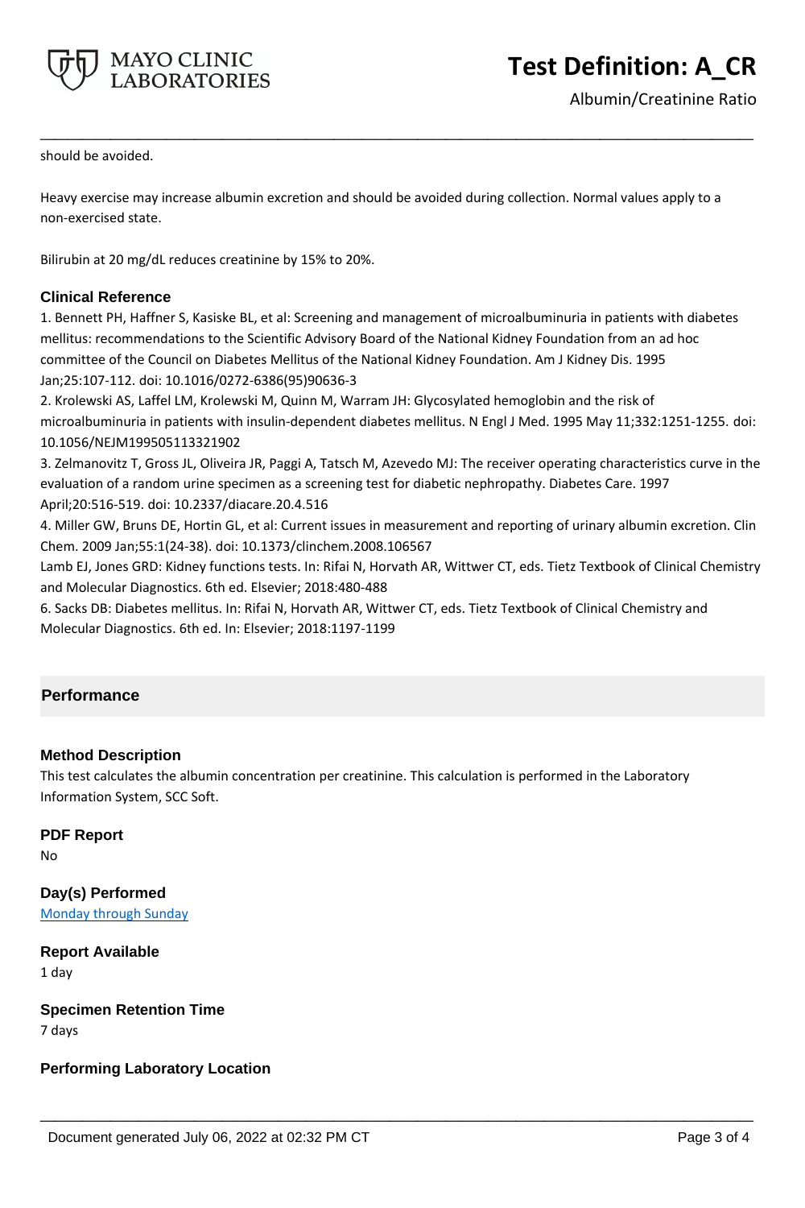should be avoided.

Heavy exercise may increase albumin excretion and should be avoided during collection. Normal values apply to a non-exercised state.

Bilirubin at 20 mg/dL reduces creatinine by 15% to 20%.

### Clinical Reference

1. Bennett PH, Haffner S, Kasiske BL, et al: Screening and management of microalbuminuria in patients with diabetes mellitus: recommendations to the Scientific Advisory Board of the National Kidney Foundation from an ad hoc committee of the Council on Diabetes Mellitus of the National Kidney Foundation. Am J Kidney Dis. 1995 Jan;25:107-112. doi: 10.1016/0272-6386(95)90636-3
2. Krolewski AS, Laffel LM, Krolewski M, Quinn M, Warram JH: Glycosylated hemoglobin and the risk of microalbuminuria in patients with insulin-dependent diabetes mellitus. N Engl J Med. 1995 May 11;332:1251-1255. doi: 10.1056/NEJM199505113321902
3. Zelmanovitz T, Gross JL, Oliveira JR, Paggi A, Tatsch M, Azevedo MJ: The receiver operating characteristics curve in the evaluation of a random urine specimen as a screening test for diabetic nephropathy. Diabetes Care. 1997 April;20:516-519. doi: 10.2337/diacare.20.4.516
4. Miller GW, Bruns DE, Hortin GL, et al: Current issues in measurement and reporting of urinary albumin excretion. Clin Chem. 2009 Jan;55:1(24-38). doi: 10.1373/clinchem.2008.106567

Lamb EJ, Jones GRD: Kidney functions tests. In: Rifai N, Horvath AR, Wittwer CT, eds. Tietz Textbook of Clinical Chemistry and Molecular Diagnostics. 6th ed. Elsevier; 2018:480-488

6. Sacks DB: Diabetes mellitus. In: Rifai N, Horvath AR, Wittwer CT, eds. Tietz Textbook of Clinical Chemistry and Molecular Diagnostics. 6th ed. In: Elsevier; 2018:1197-1199

## Performance

### Method Description

This test calculates the albumin concentration per creatinine. This calculation is performed in the Laboratory Information System, SCC Soft.

### PDF Report

No

### Day(s) Performed

Monday through Sunday

### Report Available

1 day

### Specimen Retention Time

7 days

### Performing Laboratory Location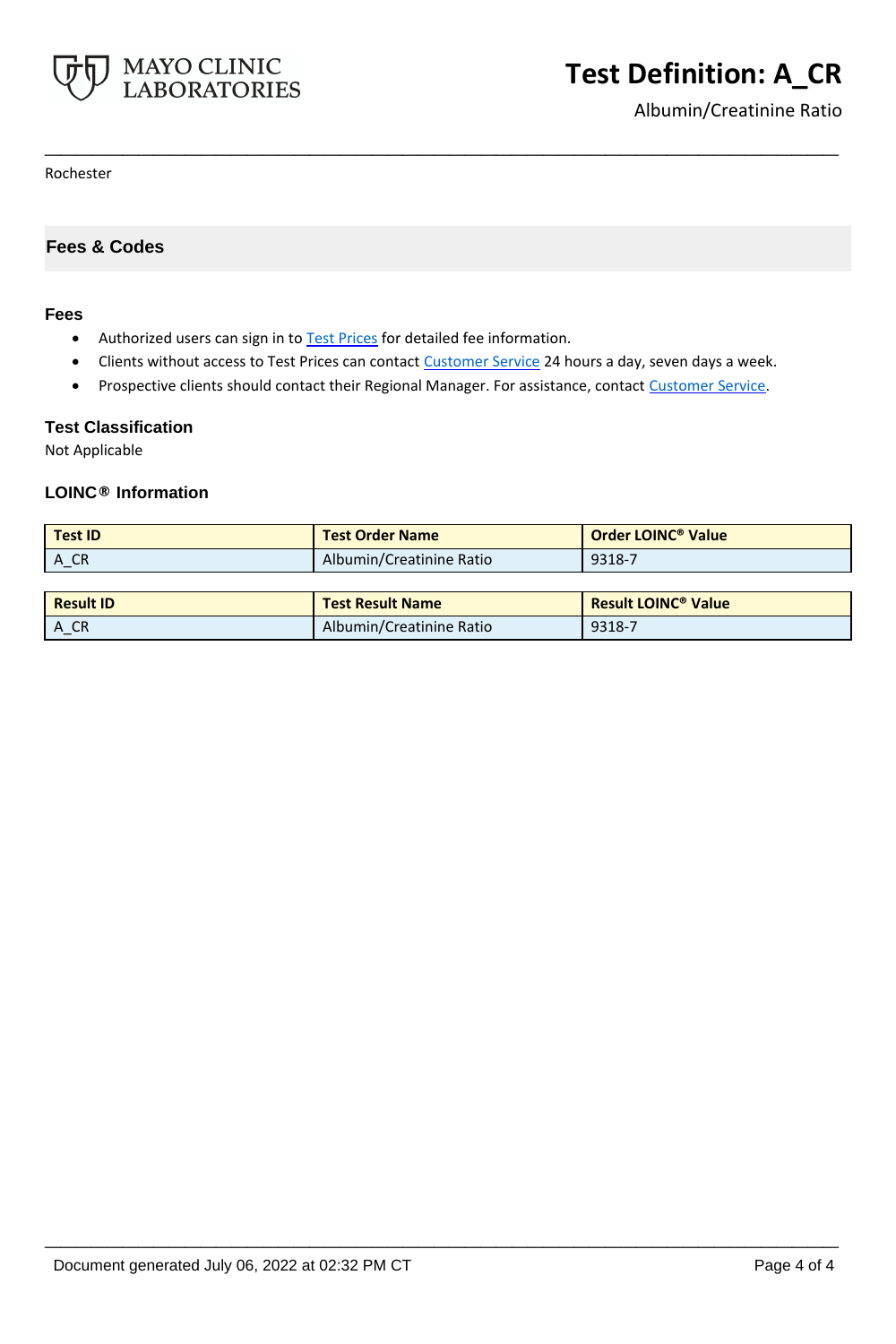Rochester

## Fees & Codes

### Fees

- Authorized users can sign in to Test Prices for detailed fee information.
- Clients without access to Test Prices can contact Customer Service 24 hours a day, seven days a week.
- Prospective clients should contact their Regional Manager. For assistance, contact Customer Service.

### Test Classification

Not Applicable

### LOINC® Information

| Test ID | Test Order Name | Order LOINC® Value |
|---|---|---|
| A_CR | Albumin/Creatinine Ratio | 9318-7 |

| Result ID | Test Result Name | Result LOINC® Value |
|---|---|---|
| A_CR | Albumin/Creatinine Ratio | 9318-7 |